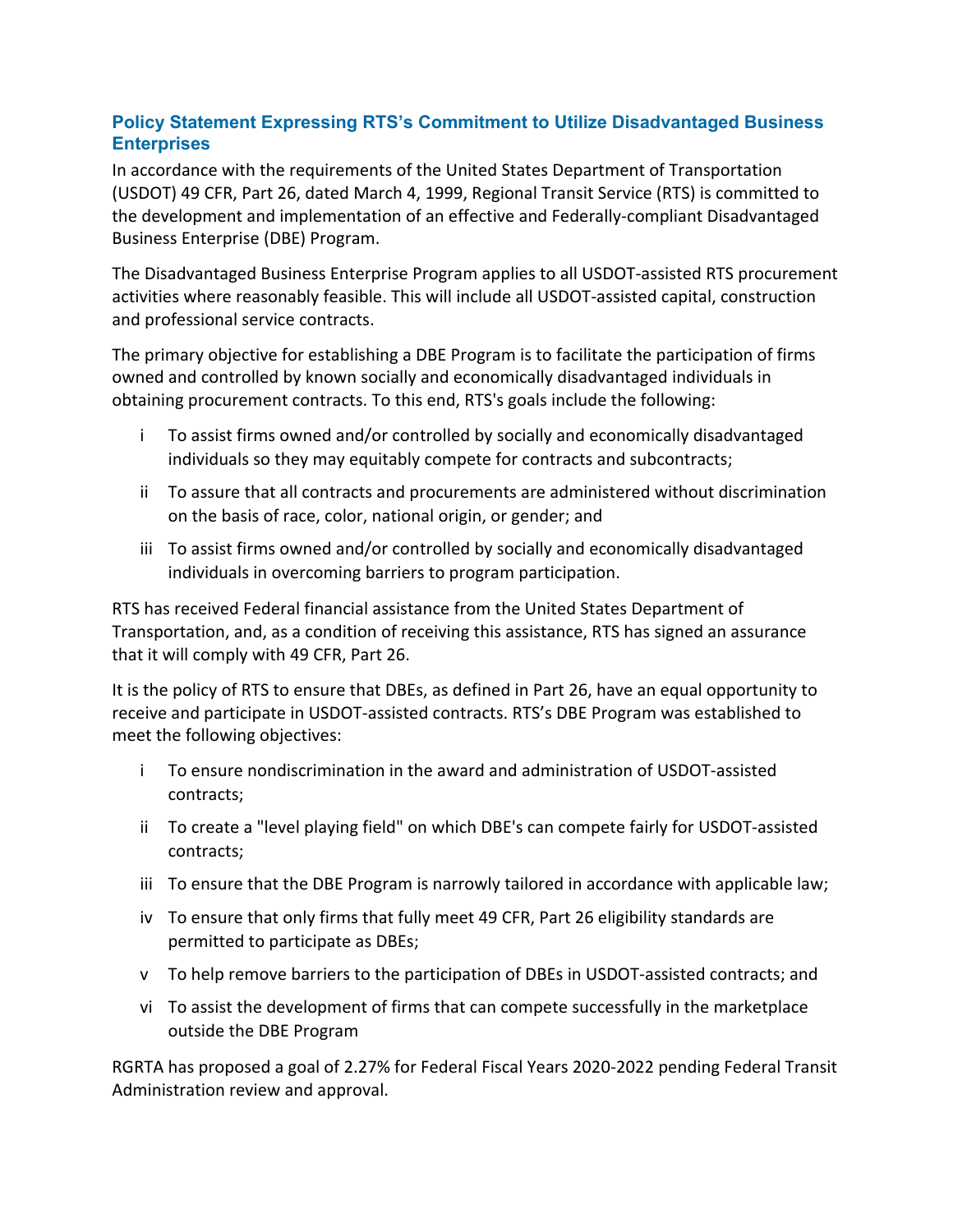## Policy Statement Expressing RTS's Commitment to Utilize Disadvantaged Business Enterprises

In accordance with the requirements of the United States Department of Transportation (USDOT) 49 CFR, Part 26, dated March 4, 1999, Regional Transit Service (RTS) is committed to the development and implementation of an effective and Federally-compliant Disadvantaged Business Enterprise (DBE) Program.

The Disadvantaged Business Enterprise Program applies to all USDOT-assisted RTS procurement activities where reasonably feasible. This will include all USDOT-assisted capital, construction and professional service contracts.

The primary objective for establishing a DBE Program is to facilitate the participation of firms owned and controlled by known socially and economically disadvantaged individuals in obtaining procurement contracts. To this end, RTS's goals include the following:

- i To assist firms owned and/or controlled by socially and economically disadvantaged individuals so they may equitably compete for contracts and subcontracts;
- ii To assure that all contracts and procurements are administered without discrimination on the basis of race, color, national origin, or gender; and
- iii To assist firms owned and/or controlled by socially and economically disadvantaged individuals in overcoming barriers to program participation.

RTS has received Federal financial assistance from the United States Department of Transportation, and, as a condition of receiving this assistance, RTS has signed an assurance that it will comply with 49 CFR, Part 26.

It is the policy of RTS to ensure that DBEs, as defined in Part 26, have an equal opportunity to receive and participate in USDOT-assisted contracts. RTS's DBE Program was established to meet the following objectives:

- i To ensure nondiscrimination in the award and administration of USDOT-assisted contracts;
- ii To create a "level playing field" on which DBE's can compete fairly for USDOT-assisted contracts;
- iii To ensure that the DBE Program is narrowly tailored in accordance with applicable law;
- iv To ensure that only firms that fully meet 49 CFR, Part 26 eligibility standards are permitted to participate as DBEs;
- v To help remove barriers to the participation of DBEs in USDOT-assisted contracts; and
- vi To assist the development of firms that can compete successfully in the marketplace outside the DBE Program

RGRTA has proposed a goal of 2.27% for Federal Fiscal Years 2020-2022 pending Federal Transit Administration review and approval.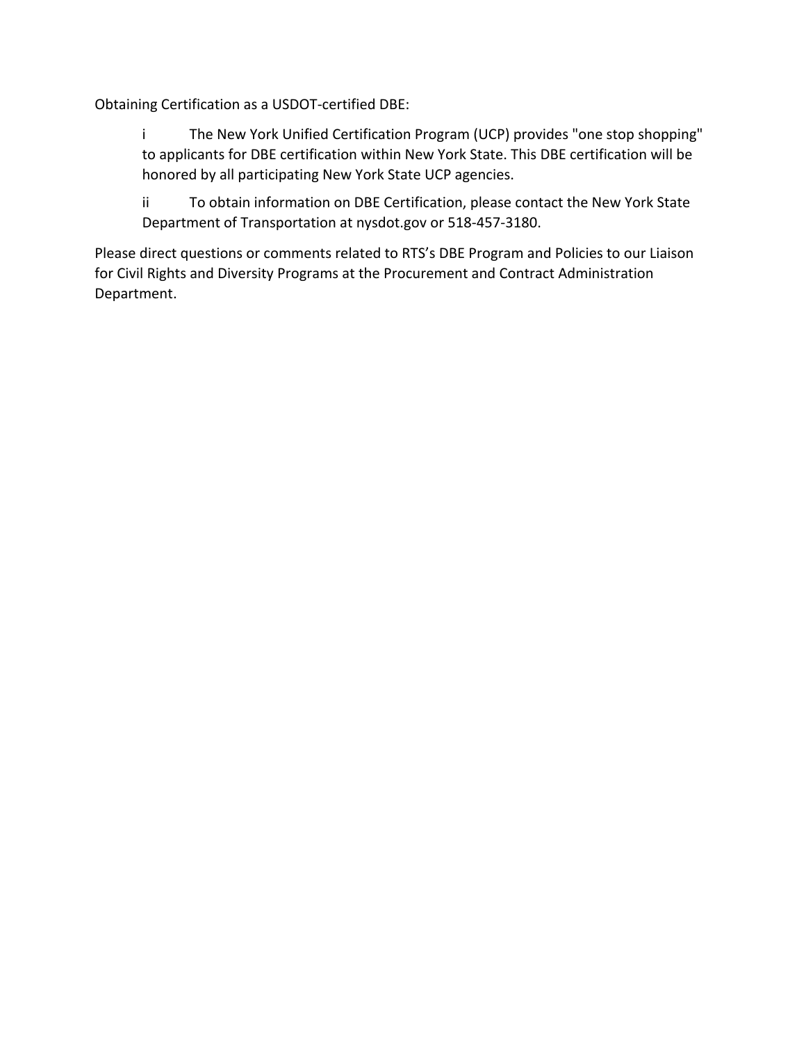Obtaining Certification as a USDOT-certified DBE:

i The New York Unified Certification Program (UCP) provides "one stop shopping" to applicants for DBE certification within New York State. This DBE certification will be honored by all participating New York State UCP agencies.

ii To obtain information on DBE Certification, please contact the New York State Department of Transportation at nysdot.gov or 518-457-3180.

Please direct questions or comments related to RTS's DBE Program and Policies to our Liaison for Civil Rights and Diversity Programs at the Procurement and Contract Administration Department.